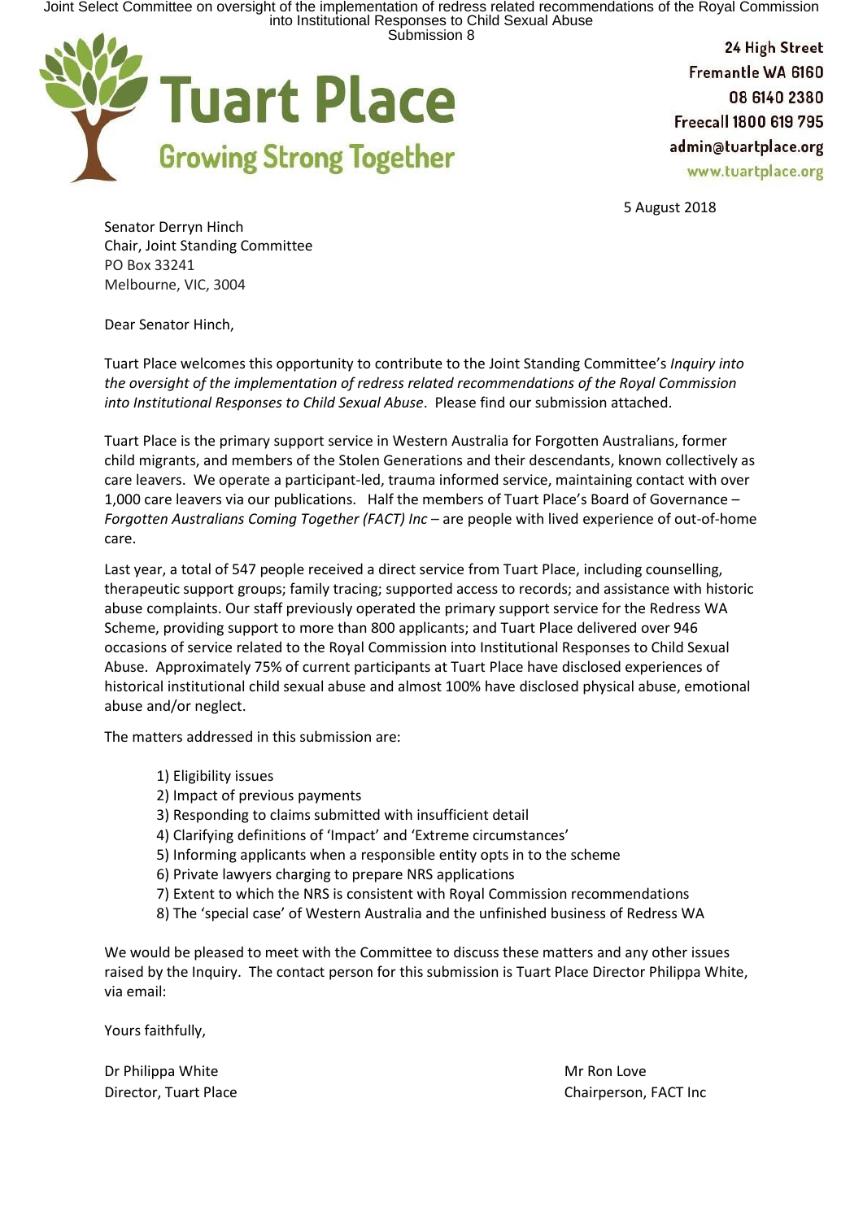Joint Select Committee on oversight of the implementation of redress related recommendations of the Royal Commission into Institutional Responses to Child Sexual Abuse
Submission 8

**Tuart Place**
**Growing Strong Together**

24 High Street
Fremantle WA 6160
08 6140 2380
Freecall 1800 619 795
admin@tuartplace.org
www.tuartplace.org

5 August 2018

Senator Derryn Hinch
Chair, Joint Standing Committee
PO Box 33241
Melbourne, VIC, 3004

Dear Senator Hinch,

Tuart Place welcomes this opportunity to contribute to the Joint Standing Committee's *Inquiry into the oversight of the implementation of redress related recommendations of the Royal Commission into Institutional Responses to Child Sexual Abuse*. Please find our submission attached.

Tuart Place is the primary support service in Western Australia for Forgotten Australians, former child migrants, and members of the Stolen Generations and their descendants, known collectively as care leavers. We operate a participant-led, trauma informed service, maintaining contact with over 1,000 care leavers via our publications. Half the members of Tuart Place's Board of Governance – *Forgotten Australians Coming Together (FACT) Inc* – are people with lived experience of out-of-home care.

Last year, a total of 547 people received a direct service from Tuart Place, including counselling, therapeutic support groups; family tracing; supported access to records; and assistance with historic abuse complaints. Our staff previously operated the primary support service for the Redress WA Scheme, providing support to more than 800 applicants; and Tuart Place delivered over 946 occasions of service related to the Royal Commission into Institutional Responses to Child Sexual Abuse. Approximately 75% of current participants at Tuart Place have disclosed experiences of historical institutional child sexual abuse and almost 100% have disclosed physical abuse, emotional abuse and/or neglect.

The matters addressed in this submission are:

1) Eligibility issues
2) Impact of previous payments
3) Responding to claims submitted with insufficient detail
4) Clarifying definitions of 'Impact' and 'Extreme circumstances'
5) Informing applicants when a responsible entity opts in to the scheme
6) Private lawyers charging to prepare NRS applications
7) Extent to which the NRS is consistent with Royal Commission recommendations
8) The 'special case' of Western Australia and the unfinished business of Redress WA

We would be pleased to meet with the Committee to discuss these matters and any other issues raised by the Inquiry. The contact person for this submission is Tuart Place Director Philippa White, via email:

Yours faithfully,

Dr Philippa White
Director, Tuart Place

Mr Ron Love
Chairperson, FACT Inc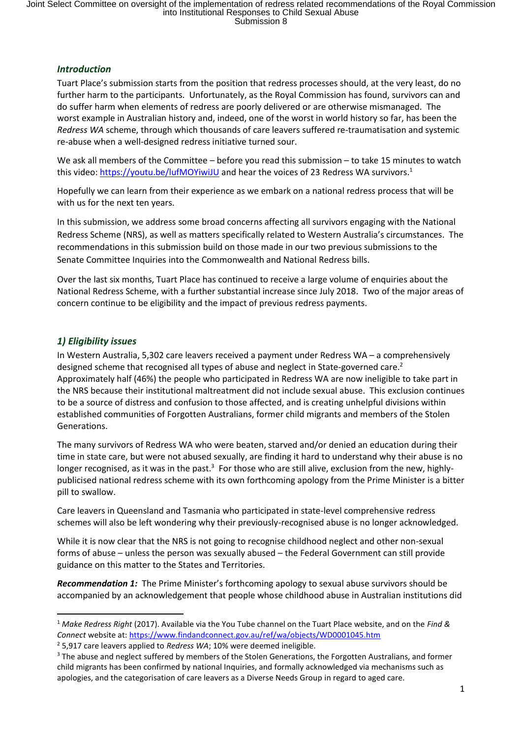### *Introduction*

Tuart Place's submission starts from the position that redress processes should, at the very least, do no further harm to the participants. Unfortunately, as the Royal Commission has found, survivors can and do suffer harm when elements of redress are poorly delivered or are otherwise mismanaged. The worst example in Australian history and, indeed, one of the worst in world history so far, has been the *Redress WA* scheme, through which thousands of care leavers suffered re-traumatisation and systemic re-abuse when a well-designed redress initiative turned sour.

We ask all members of the Committee – before you read this submission – to take 15 minutes to watch this video: https://youtu.be/lufMOYiwiJU and hear the voices of 23 Redress WA survivors.[1]

Hopefully we can learn from their experience as we embark on a national redress process that will be with us for the next ten years.

In this submission, we address some broad concerns affecting all survivors engaging with the National Redress Scheme (NRS), as well as matters specifically related to Western Australia's circumstances. The recommendations in this submission build on those made in our two previous submissions to the Senate Committee Inquiries into the Commonwealth and National Redress bills.

Over the last six months, Tuart Place has continued to receive a large volume of enquiries about the National Redress Scheme, with a further substantial increase since July 2018. Two of the major areas of concern continue to be eligibility and the impact of previous redress payments.

### *1) Eligibility issues*

In Western Australia, 5,302 care leavers received a payment under Redress WA – a comprehensively designed scheme that recognised all types of abuse and neglect in State-governed care.[2] Approximately half (46%) the people who participated in Redress WA are now ineligible to take part in the NRS because their institutional maltreatment did not include sexual abuse. This exclusion continues to be a source of distress and confusion to those affected, and is creating unhelpful divisions within established communities of Forgotten Australians, former child migrants and members of the Stolen Generations.

The many survivors of Redress WA who were beaten, starved and/or denied an education during their time in state care, but were not abused sexually, are finding it hard to understand why their abuse is no longer recognised, as it was in the past.[3] For those who are still alive, exclusion from the new, highly-publicised national redress scheme with its own forthcoming apology from the Prime Minister is a bitter pill to swallow.

Care leavers in Queensland and Tasmania who participated in state-level comprehensive redress schemes will also be left wondering why their previously-recognised abuse is no longer acknowledged.

While it is now clear that the NRS is not going to recognise childhood neglect and other non-sexual forms of abuse – unless the person was sexually abused – the Federal Government can still provide guidance on this matter to the States and Territories.

***Recommendation 1:*** The Prime Minister's forthcoming apology to sexual abuse survivors should be accompanied by an acknowledgement that people whose childhood abuse in Australian institutions did

---

[1] *Make Redress Right* (2017). Available via the You Tube channel on the Tuart Place website, and on the *Find & Connect* website at: https://www.findandconnect.gov.au/ref/wa/objects/WD0001045.htm

[2] 5,917 care leavers applied to *Redress WA*; 10% were deemed ineligible.

[3] The abuse and neglect suffered by members of the Stolen Generations, the Forgotten Australians, and former child migrants has been confirmed by national Inquiries, and formally acknowledged via mechanisms such as apologies, and the categorisation of care leavers as a Diverse Needs Group in regard to aged care.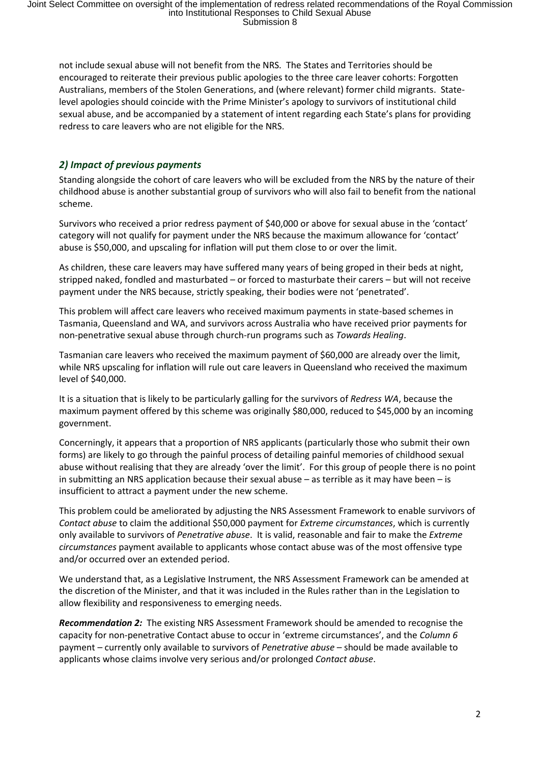not include sexual abuse will not benefit from the NRS. The States and Territories should be encouraged to reiterate their previous public apologies to the three care leaver cohorts: Forgotten Australians, members of the Stolen Generations, and (where relevant) former child migrants. State-level apologies should coincide with the Prime Minister's apology to survivors of institutional child sexual abuse, and be accompanied by a statement of intent regarding each State's plans for providing redress to care leavers who are not eligible for the NRS.

### *2) Impact of previous payments*

Standing alongside the cohort of care leavers who will be excluded from the NRS by the nature of their childhood abuse is another substantial group of survivors who will also fail to benefit from the national scheme.

Survivors who received a prior redress payment of $40,000 or above for sexual abuse in the 'contact' category will not qualify for payment under the NRS because the maximum allowance for 'contact' abuse is $50,000, and upscaling for inflation will put them close to or over the limit.

As children, these care leavers may have suffered many years of being groped in their beds at night, stripped naked, fondled and masturbated – or forced to masturbate their carers – but will not receive payment under the NRS because, strictly speaking, their bodies were not 'penetrated'.

This problem will affect care leavers who received maximum payments in state-based schemes in Tasmania, Queensland and WA, and survivors across Australia who have received prior payments for non-penetrative sexual abuse through church-run programs such as *Towards Healing*.

Tasmanian care leavers who received the maximum payment of $60,000 are already over the limit, while NRS upscaling for inflation will rule out care leavers in Queensland who received the maximum level of $40,000.

It is a situation that is likely to be particularly galling for the survivors of *Redress WA*, because the maximum payment offered by this scheme was originally $80,000, reduced to $45,000 by an incoming government.

Concerningly, it appears that a proportion of NRS applicants (particularly those who submit their own forms) are likely to go through the painful process of detailing painful memories of childhood sexual abuse without realising that they are already 'over the limit'. For this group of people there is no point in submitting an NRS application because their sexual abuse – as terrible as it may have been – is insufficient to attract a payment under the new scheme.

This problem could be ameliorated by adjusting the NRS Assessment Framework to enable survivors of *Contact abuse* to claim the additional $50,000 payment for *Extreme circumstances*, which is currently only available to survivors of *Penetrative abuse*. It is valid, reasonable and fair to make the *Extreme circumstances* payment available to applicants whose contact abuse was of the most offensive type and/or occurred over an extended period.

We understand that, as a Legislative Instrument, the NRS Assessment Framework can be amended at the discretion of the Minister, and that it was included in the Rules rather than in the Legislation to allow flexibility and responsiveness to emerging needs.

***Recommendation 2:*** The existing NRS Assessment Framework should be amended to recognise the capacity for non-penetrative Contact abuse to occur in 'extreme circumstances', and the *Column 6* payment – currently only available to survivors of *Penetrative abuse* – should be made available to applicants whose claims involve very serious and/or prolonged *Contact abuse*.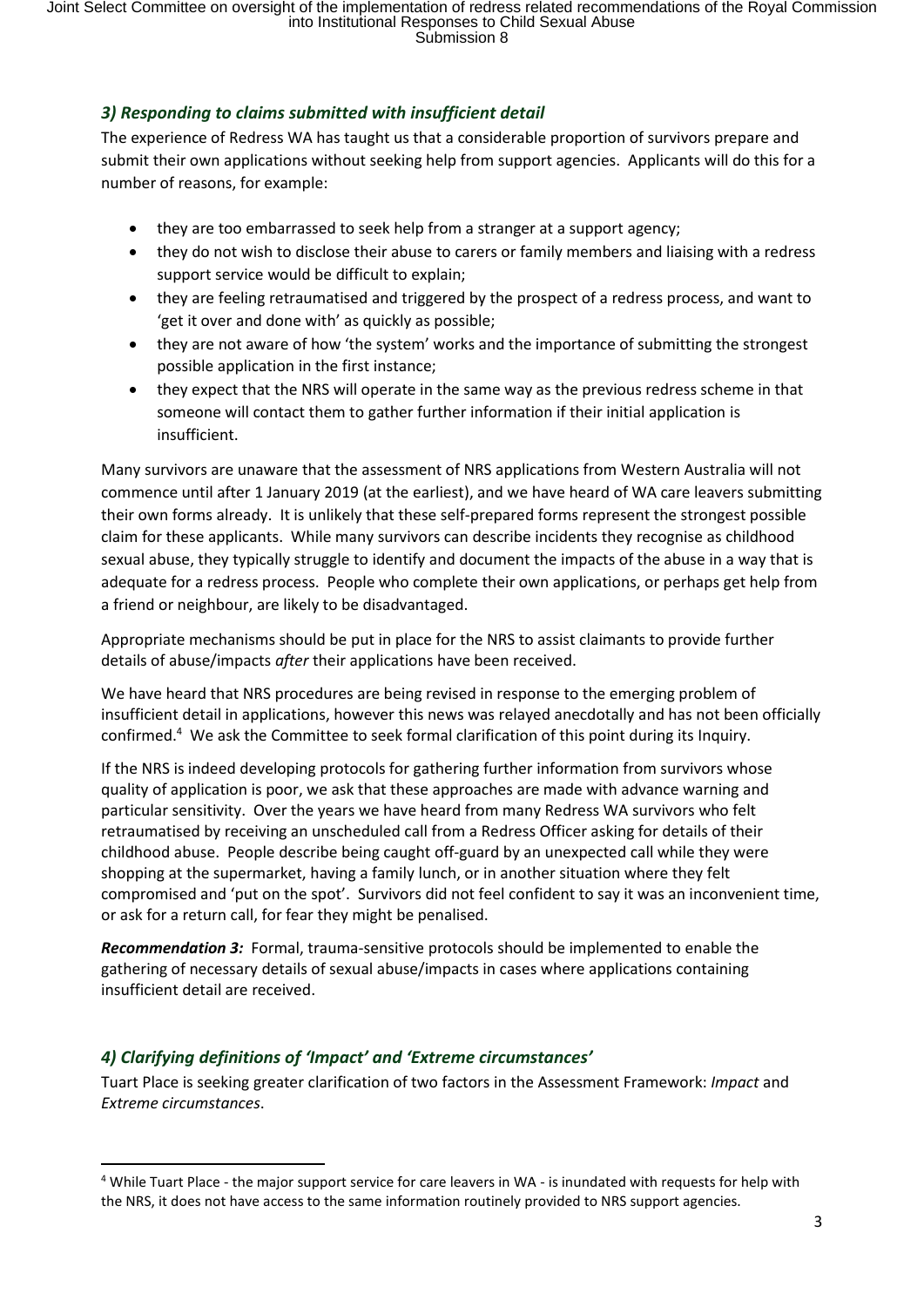### *3) Responding to claims submitted with insufficient detail*

The experience of Redress WA has taught us that a considerable proportion of survivors prepare and submit their own applications without seeking help from support agencies. Applicants will do this for a number of reasons, for example:

- they are too embarrassed to seek help from a stranger at a support agency;
- they do not wish to disclose their abuse to carers or family members and liaising with a redress support service would be difficult to explain;
- they are feeling retraumatised and triggered by the prospect of a redress process, and want to 'get it over and done with' as quickly as possible;
- they are not aware of how 'the system' works and the importance of submitting the strongest possible application in the first instance;
- they expect that the NRS will operate in the same way as the previous redress scheme in that someone will contact them to gather further information if their initial application is insufficient.

Many survivors are unaware that the assessment of NRS applications from Western Australia will not commence until after 1 January 2019 (at the earliest), and we have heard of WA care leavers submitting their own forms already. It is unlikely that these self-prepared forms represent the strongest possible claim for these applicants. While many survivors can describe incidents they recognise as childhood sexual abuse, they typically struggle to identify and document the impacts of the abuse in a way that is adequate for a redress process. People who complete their own applications, or perhaps get help from a friend or neighbour, are likely to be disadvantaged.

Appropriate mechanisms should be put in place for the NRS to assist claimants to provide further details of abuse/impacts *after* their applications have been received.

We have heard that NRS procedures are being revised in response to the emerging problem of insufficient detail in applications, however this news was relayed anecdotally and has not been officially confirmed.[4] We ask the Committee to seek formal clarification of this point during its Inquiry.

If the NRS is indeed developing protocols for gathering further information from survivors whose quality of application is poor, we ask that these approaches are made with advance warning and particular sensitivity. Over the years we have heard from many Redress WA survivors who felt retraumatised by receiving an unscheduled call from a Redress Officer asking for details of their childhood abuse. People describe being caught off-guard by an unexpected call while they were shopping at the supermarket, having a family lunch, or in another situation where they felt compromised and 'put on the spot'. Survivors did not feel confident to say it was an inconvenient time, or ask for a return call, for fear they might be penalised.

***Recommendation 3:*** Formal, trauma-sensitive protocols should be implemented to enable the gathering of necessary details of sexual abuse/impacts in cases where applications containing insufficient detail are received.

### *4) Clarifying definitions of 'Impact' and 'Extreme circumstances'*

Tuart Place is seeking greater clarification of two factors in the Assessment Framework: *Impact* and *Extreme circumstances*.

---

[4] While Tuart Place - the major support service for care leavers in WA - is inundated with requests for help with the NRS, it does not have access to the same information routinely provided to NRS support agencies.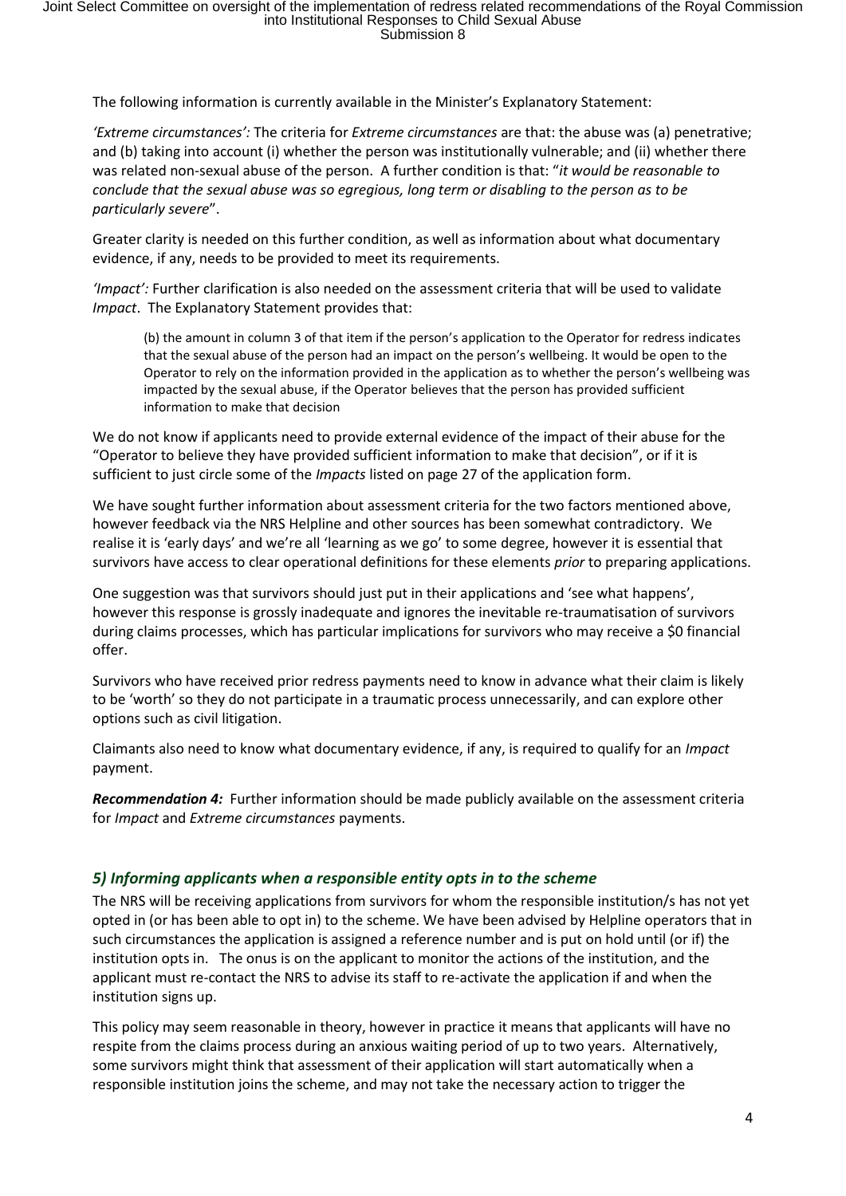The following information is currently available in the Minister's Explanatory Statement:

*'Extreme circumstances':* The criteria for *Extreme circumstances* are that: the abuse was (a) penetrative; and (b) taking into account (i) whether the person was institutionally vulnerable; and (ii) whether there was related non-sexual abuse of the person. A further condition is that: "*it would be reasonable to conclude that the sexual abuse was so egregious, long term or disabling to the person as to be particularly severe*".

Greater clarity is needed on this further condition, as well as information about what documentary evidence, if any, needs to be provided to meet its requirements.

*'Impact':* Further clarification is also needed on the assessment criteria that will be used to validate *Impact*. The Explanatory Statement provides that:

> (b) the amount in column 3 of that item if the person's application to the Operator for redress indicates that the sexual abuse of the person had an impact on the person's wellbeing. It would be open to the Operator to rely on the information provided in the application as to whether the person's wellbeing was impacted by the sexual abuse, if the Operator believes that the person has provided sufficient information to make that decision

We do not know if applicants need to provide external evidence of the impact of their abuse for the "Operator to believe they have provided sufficient information to make that decision", or if it is sufficient to just circle some of the *Impacts* listed on page 27 of the application form.

We have sought further information about assessment criteria for the two factors mentioned above, however feedback via the NRS Helpline and other sources has been somewhat contradictory. We realise it is 'early days' and we're all 'learning as we go' to some degree, however it is essential that survivors have access to clear operational definitions for these elements *prior* to preparing applications.

One suggestion was that survivors should just put in their applications and 'see what happens', however this response is grossly inadequate and ignores the inevitable re-traumatisation of survivors during claims processes, which has particular implications for survivors who may receive a $0 financial offer.

Survivors who have received prior redress payments need to know in advance what their claim is likely to be 'worth' so they do not participate in a traumatic process unnecessarily, and can explore other options such as civil litigation.

Claimants also need to know what documentary evidence, if any, is required to qualify for an *Impact* payment.

***Recommendation 4:*** Further information should be made publicly available on the assessment criteria for *Impact* and *Extreme circumstances* payments.

### *5) Informing applicants when a responsible entity opts in to the scheme*

The NRS will be receiving applications from survivors for whom the responsible institution/s has not yet opted in (or has been able to opt in) to the scheme. We have been advised by Helpline operators that in such circumstances the application is assigned a reference number and is put on hold until (or if) the institution opts in. The onus is on the applicant to monitor the actions of the institution, and the applicant must re-contact the NRS to advise its staff to re-activate the application if and when the institution signs up.

This policy may seem reasonable in theory, however in practice it means that applicants will have no respite from the claims process during an anxious waiting period of up to two years. Alternatively, some survivors might think that assessment of their application will start automatically when a responsible institution joins the scheme, and may not take the necessary action to trigger the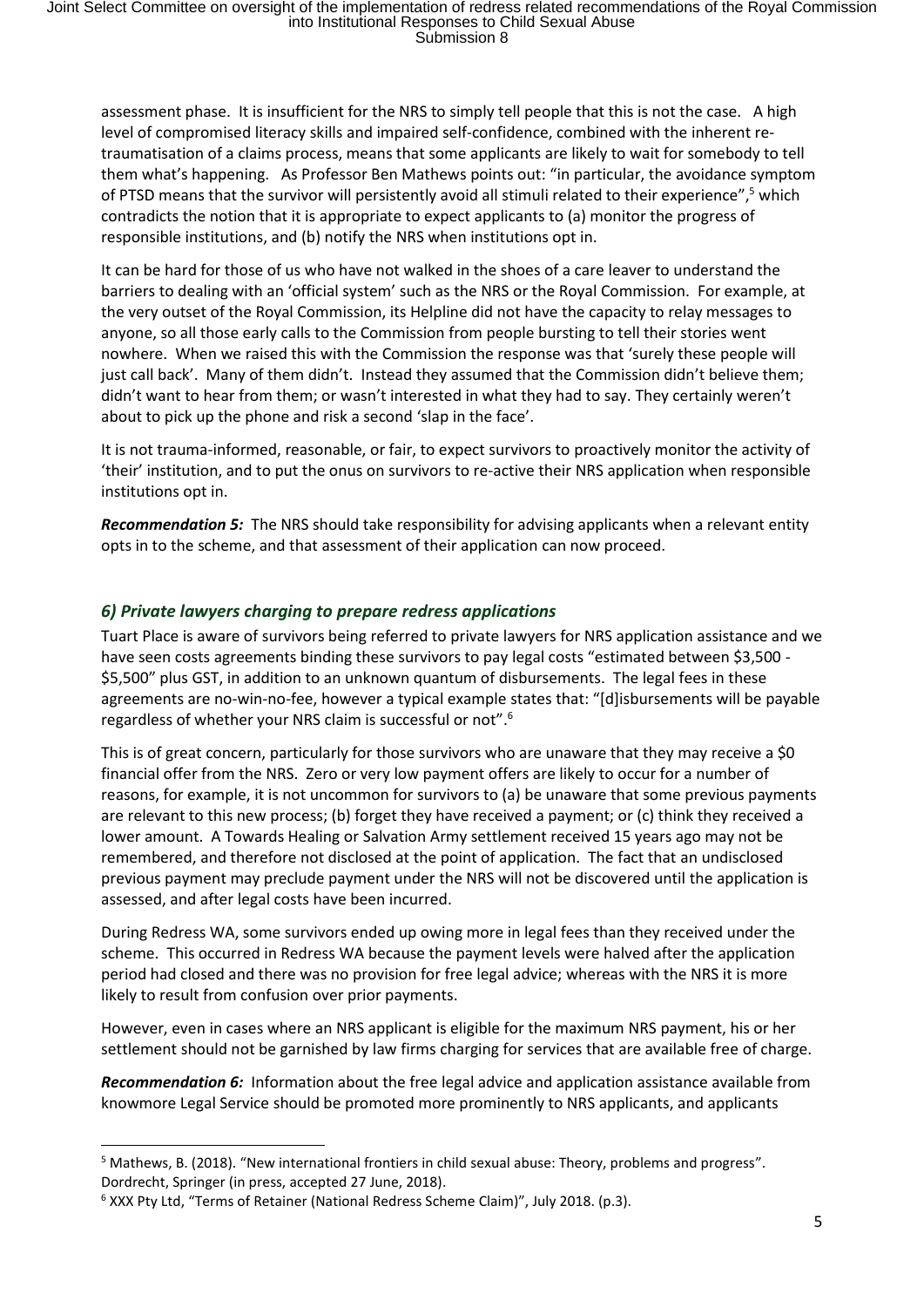assessment phase. It is insufficient for the NRS to simply tell people that this is not the case. A high level of compromised literacy skills and impaired self-confidence, combined with the inherent re-traumatisation of a claims process, means that some applicants are likely to wait for somebody to tell them what's happening. As Professor Ben Mathews points out: "in particular, the avoidance symptom of PTSD means that the survivor will persistently avoid all stimuli related to their experience",[5] which contradicts the notion that it is appropriate to expect applicants to (a) monitor the progress of responsible institutions, and (b) notify the NRS when institutions opt in.

It can be hard for those of us who have not walked in the shoes of a care leaver to understand the barriers to dealing with an 'official system' such as the NRS or the Royal Commission. For example, at the very outset of the Royal Commission, its Helpline did not have the capacity to relay messages to anyone, so all those early calls to the Commission from people bursting to tell their stories went nowhere. When we raised this with the Commission the response was that 'surely these people will just call back'. Many of them didn't. Instead they assumed that the Commission didn't believe them; didn't want to hear from them; or wasn't interested in what they had to say. They certainly weren't about to pick up the phone and risk a second 'slap in the face'.

It is not trauma-informed, reasonable, or fair, to expect survivors to proactively monitor the activity of 'their' institution, and to put the onus on survivors to re-active their NRS application when responsible institutions opt in.

***Recommendation 5:*** The NRS should take responsibility for advising applicants when a relevant entity opts in to the scheme, and that assessment of their application can now proceed.

### *6) Private lawyers charging to prepare redress applications*

Tuart Place is aware of survivors being referred to private lawyers for NRS application assistance and we have seen costs agreements binding these survivors to pay legal costs "estimated between $3,500 - $5,500" plus GST, in addition to an unknown quantum of disbursements. The legal fees in these agreements are no-win-no-fee, however a typical example states that: "[d]isbursements will be payable regardless of whether your NRS claim is successful or not".[6]

This is of great concern, particularly for those survivors who are unaware that they may receive a $0 financial offer from the NRS. Zero or very low payment offers are likely to occur for a number of reasons, for example, it is not uncommon for survivors to (a) be unaware that some previous payments are relevant to this new process; (b) forget they have received a payment; or (c) think they received a lower amount. A Towards Healing or Salvation Army settlement received 15 years ago may not be remembered, and therefore not disclosed at the point of application. The fact that an undisclosed previous payment may preclude payment under the NRS will not be discovered until the application is assessed, and after legal costs have been incurred.

During Redress WA, some survivors ended up owing more in legal fees than they received under the scheme. This occurred in Redress WA because the payment levels were halved after the application period had closed and there was no provision for free legal advice; whereas with the NRS it is more likely to result from confusion over prior payments.

However, even in cases where an NRS applicant is eligible for the maximum NRS payment, his or her settlement should not be garnished by law firms charging for services that are available free of charge.

***Recommendation 6:*** Information about the free legal advice and application assistance available from knowmore Legal Service should be promoted more prominently to NRS applicants, and applicants

---

[5] Mathews, B. (2018). "New international frontiers in child sexual abuse: Theory, problems and progress". Dordrecht, Springer (in press, accepted 27 June, 2018).

[6] XXX Pty Ltd, "Terms of Retainer (National Redress Scheme Claim)", July 2018. (p.3).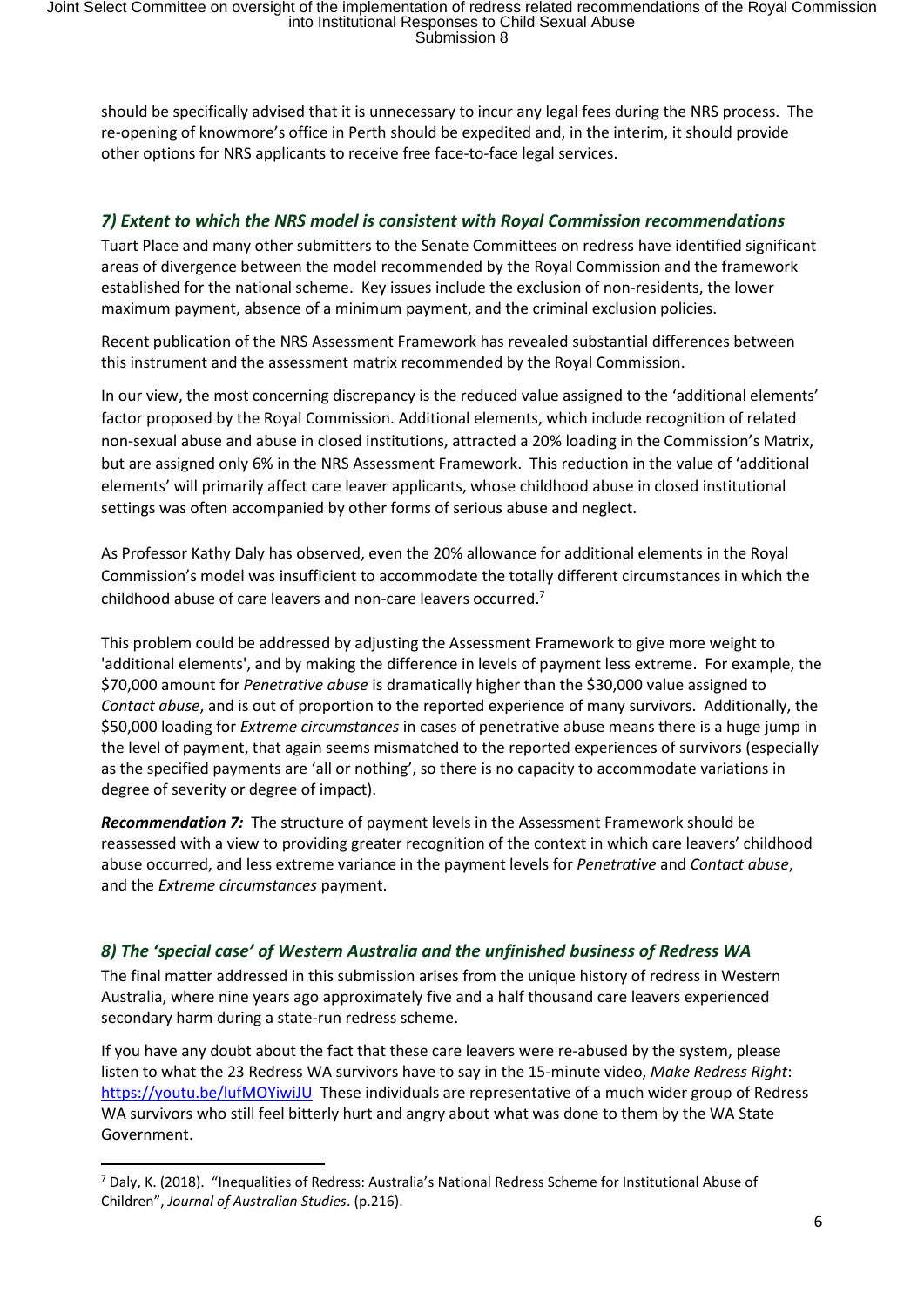should be specifically advised that it is unnecessary to incur any legal fees during the NRS process. The re-opening of knowmore's office in Perth should be expedited and, in the interim, it should provide other options for NRS applicants to receive free face-to-face legal services.

### *7) Extent to which the NRS model is consistent with Royal Commission recommendations*

Tuart Place and many other submitters to the Senate Committees on redress have identified significant areas of divergence between the model recommended by the Royal Commission and the framework established for the national scheme. Key issues include the exclusion of non-residents, the lower maximum payment, absence of a minimum payment, and the criminal exclusion policies.

Recent publication of the NRS Assessment Framework has revealed substantial differences between this instrument and the assessment matrix recommended by the Royal Commission.

In our view, the most concerning discrepancy is the reduced value assigned to the 'additional elements' factor proposed by the Royal Commission. Additional elements, which include recognition of related non-sexual abuse and abuse in closed institutions, attracted a 20% loading in the Commission's Matrix, but are assigned only 6% in the NRS Assessment Framework. This reduction in the value of 'additional elements' will primarily affect care leaver applicants, whose childhood abuse in closed institutional settings was often accompanied by other forms of serious abuse and neglect.

As Professor Kathy Daly has observed, even the 20% allowance for additional elements in the Royal Commission's model was insufficient to accommodate the totally different circumstances in which the childhood abuse of care leavers and non-care leavers occurred.[7]

This problem could be addressed by adjusting the Assessment Framework to give more weight to 'additional elements', and by making the difference in levels of payment less extreme. For example, the $70,000 amount for *Penetrative abuse* is dramatically higher than the $30,000 value assigned to *Contact abuse*, and is out of proportion to the reported experience of many survivors. Additionally, the $50,000 loading for *Extreme circumstances* in cases of penetrative abuse means there is a huge jump in the level of payment, that again seems mismatched to the reported experiences of survivors (especially as the specified payments are 'all or nothing', so there is no capacity to accommodate variations in degree of severity or degree of impact).

***Recommendation 7:*** The structure of payment levels in the Assessment Framework should be reassessed with a view to providing greater recognition of the context in which care leavers' childhood abuse occurred, and less extreme variance in the payment levels for *Penetrative* and *Contact abuse*, and the *Extreme circumstances* payment.

### *8) The 'special case' of Western Australia and the unfinished business of Redress WA*

The final matter addressed in this submission arises from the unique history of redress in Western Australia, where nine years ago approximately five and a half thousand care leavers experienced secondary harm during a state-run redress scheme.

If you have any doubt about the fact that these care leavers were re-abused by the system, please listen to what the 23 Redress WA survivors have to say in the 15-minute video, *Make Redress Right*: https://youtu.be/lufMOYiwiJU These individuals are representative of a much wider group of Redress WA survivors who still feel bitterly hurt and angry about what was done to them by the WA State Government.

[7] Daly, K. (2018). "Inequalities of Redress: Australia's National Redress Scheme for Institutional Abuse of Children", *Journal of Australian Studies*. (p.216).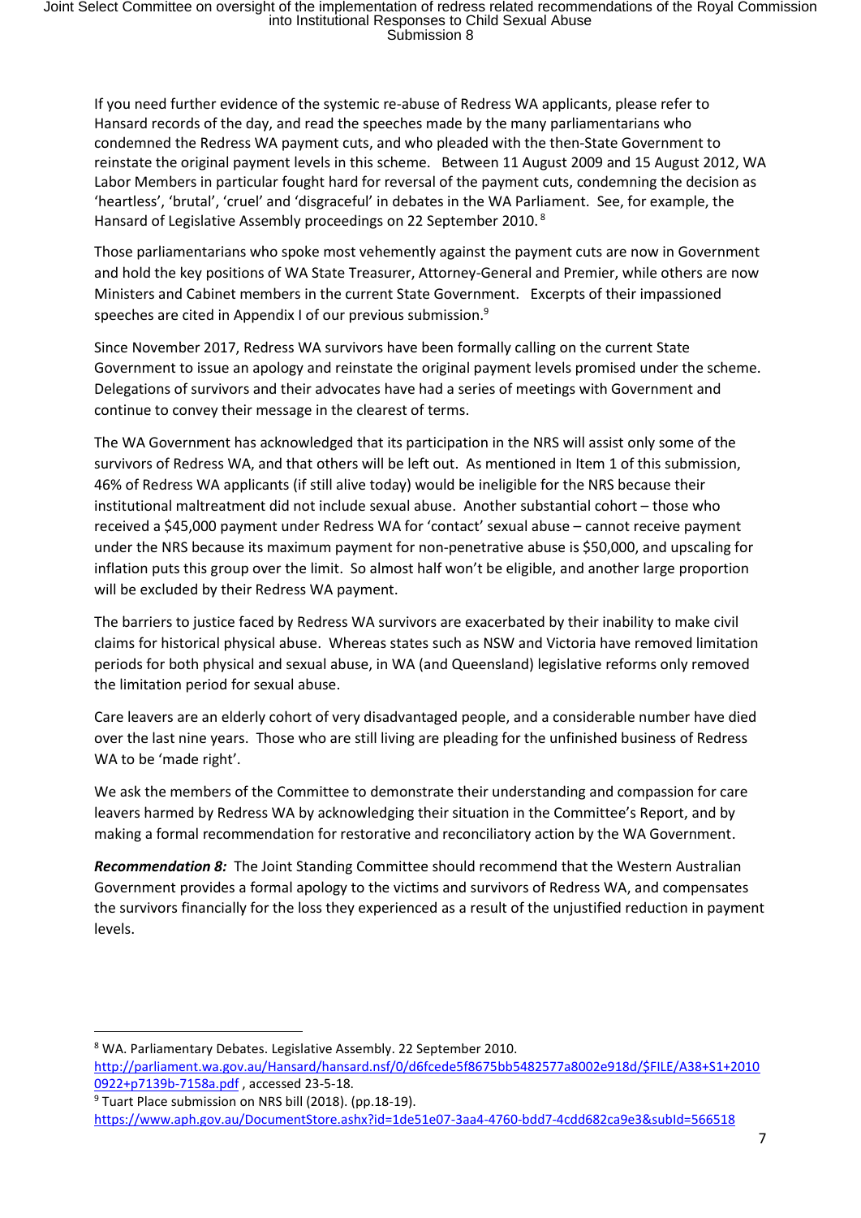If you need further evidence of the systemic re-abuse of Redress WA applicants, please refer to Hansard records of the day, and read the speeches made by the many parliamentarians who condemned the Redress WA payment cuts, and who pleaded with the then-State Government to reinstate the original payment levels in this scheme. Between 11 August 2009 and 15 August 2012, WA Labor Members in particular fought hard for reversal of the payment cuts, condemning the decision as 'heartless', 'brutal', 'cruel' and 'disgraceful' in debates in the WA Parliament. See, for example, the Hansard of Legislative Assembly proceedings on 22 September 2010.[8]

Those parliamentarians who spoke most vehemently against the payment cuts are now in Government and hold the key positions of WA State Treasurer, Attorney-General and Premier, while others are now Ministers and Cabinet members in the current State Government. Excerpts of their impassioned speeches are cited in Appendix I of our previous submission.[9]

Since November 2017, Redress WA survivors have been formally calling on the current State Government to issue an apology and reinstate the original payment levels promised under the scheme. Delegations of survivors and their advocates have had a series of meetings with Government and continue to convey their message in the clearest of terms.

The WA Government has acknowledged that its participation in the NRS will assist only some of the survivors of Redress WA, and that others will be left out. As mentioned in Item 1 of this submission, 46% of Redress WA applicants (if still alive today) would be ineligible for the NRS because their institutional maltreatment did not include sexual abuse. Another substantial cohort – those who received a $45,000 payment under Redress WA for 'contact' sexual abuse – cannot receive payment under the NRS because its maximum payment for non-penetrative abuse is $50,000, and upscaling for inflation puts this group over the limit. So almost half won't be eligible, and another large proportion will be excluded by their Redress WA payment.

The barriers to justice faced by Redress WA survivors are exacerbated by their inability to make civil claims for historical physical abuse. Whereas states such as NSW and Victoria have removed limitation periods for both physical and sexual abuse, in WA (and Queensland) legislative reforms only removed the limitation period for sexual abuse.

Care leavers are an elderly cohort of very disadvantaged people, and a considerable number have died over the last nine years. Those who are still living are pleading for the unfinished business of Redress WA to be 'made right'.

We ask the members of the Committee to demonstrate their understanding and compassion for care leavers harmed by Redress WA by acknowledging their situation in the Committee's Report, and by making a formal recommendation for restorative and reconciliatory action by the WA Government.

***Recommendation 8:*** The Joint Standing Committee should recommend that the Western Australian Government provides a formal apology to the victims and survivors of Redress WA, and compensates the survivors financially for the loss they experienced as a result of the unjustified reduction in payment levels.

---

[8] WA. Parliamentary Debates. Legislative Assembly. 22 September 2010. http://parliament.wa.gov.au/Hansard/hansard.nsf/0/d6fcede5f8675bb5482577a8002e918d/$FILE/A38+S1+20100922+p7139b-7158a.pdf , accessed 23-5-18.

[9] Tuart Place submission on NRS bill (2018). (pp.18-19). https://www.aph.gov.au/DocumentStore.ashx?id=1de51e07-3aa4-4760-bdd7-4cdd682ca9e3&subId=566518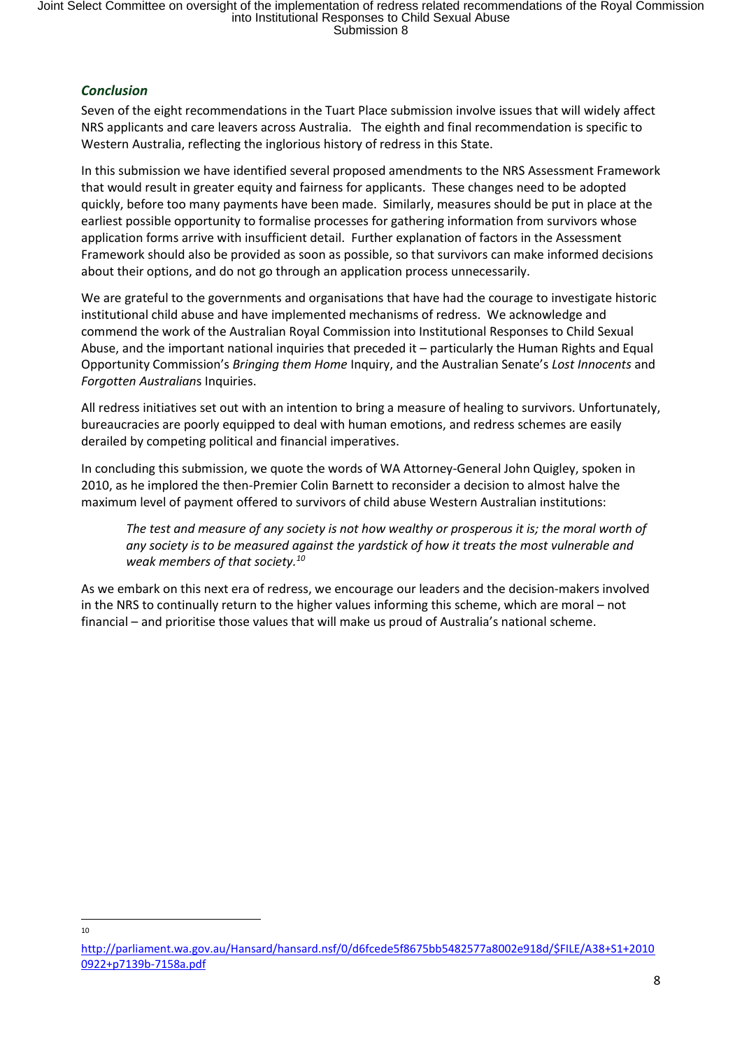### *Conclusion*

Seven of the eight recommendations in the Tuart Place submission involve issues that will widely affect NRS applicants and care leavers across Australia. The eighth and final recommendation is specific to Western Australia, reflecting the inglorious history of redress in this State.

In this submission we have identified several proposed amendments to the NRS Assessment Framework that would result in greater equity and fairness for applicants. These changes need to be adopted quickly, before too many payments have been made. Similarly, measures should be put in place at the earliest possible opportunity to formalise processes for gathering information from survivors whose application forms arrive with insufficient detail. Further explanation of factors in the Assessment Framework should also be provided as soon as possible, so that survivors can make informed decisions about their options, and do not go through an application process unnecessarily.

We are grateful to the governments and organisations that have had the courage to investigate historic institutional child abuse and have implemented mechanisms of redress. We acknowledge and commend the work of the Australian Royal Commission into Institutional Responses to Child Sexual Abuse, and the important national inquiries that preceded it – particularly the Human Rights and Equal Opportunity Commission's *Bringing them Home* Inquiry, and the Australian Senate's *Lost Innocents* and *Forgotten Australian*s Inquiries.

All redress initiatives set out with an intention to bring a measure of healing to survivors. Unfortunately, bureaucracies are poorly equipped to deal with human emotions, and redress schemes are easily derailed by competing political and financial imperatives.

In concluding this submission, we quote the words of WA Attorney-General John Quigley, spoken in 2010, as he implored the then-Premier Colin Barnett to reconsider a decision to almost halve the maximum level of payment offered to survivors of child abuse Western Australian institutions:

> *The test and measure of any society is not how wealthy or prosperous it is; the moral worth of any society is to be measured against the yardstick of how it treats the most vulnerable and weak members of that society.*[10]

As we embark on this next era of redress, we encourage our leaders and the decision-makers involved in the NRS to continually return to the higher values informing this scheme, which are moral – not financial – and prioritise those values that will make us proud of Australia's national scheme.

---

[10] http://parliament.wa.gov.au/Hansard/hansard.nsf/0/d6fcede5f8675bb5482577a8002e918d/$FILE/A38+S1+20100922+p7139b-7158a.pdf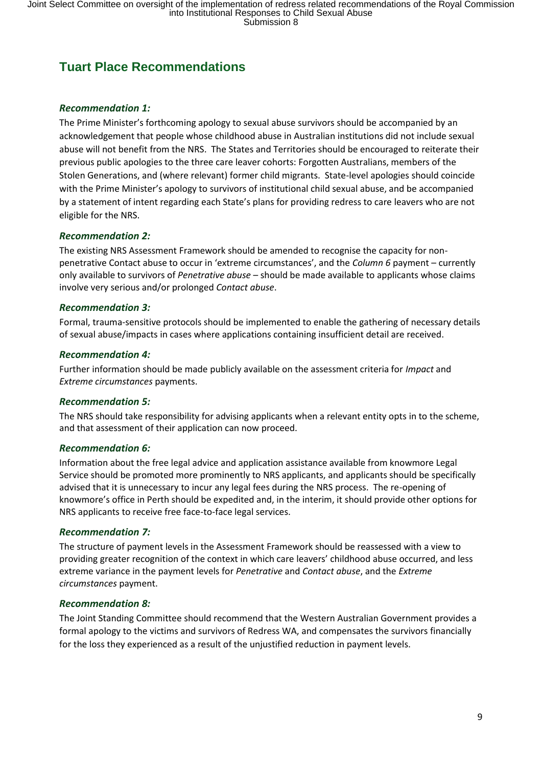## Tuart Place Recommendations

***Recommendation 1:***

The Prime Minister's forthcoming apology to sexual abuse survivors should be accompanied by an acknowledgement that people whose childhood abuse in Australian institutions did not include sexual abuse will not benefit from the NRS. The States and Territories should be encouraged to reiterate their previous public apologies to the three care leaver cohorts: Forgotten Australians, members of the Stolen Generations, and (where relevant) former child migrants. State-level apologies should coincide with the Prime Minister's apology to survivors of institutional child sexual abuse, and be accompanied by a statement of intent regarding each State's plans for providing redress to care leavers who are not eligible for the NRS.

***Recommendation 2:***

The existing NRS Assessment Framework should be amended to recognise the capacity for non-penetrative Contact abuse to occur in 'extreme circumstances', and the *Column 6* payment – currently only available to survivors of *Penetrative abuse* – should be made available to applicants whose claims involve very serious and/or prolonged *Contact abuse*.

***Recommendation 3:***

Formal, trauma-sensitive protocols should be implemented to enable the gathering of necessary details of sexual abuse/impacts in cases where applications containing insufficient detail are received.

***Recommendation 4:***

Further information should be made publicly available on the assessment criteria for *Impact* and *Extreme circumstances* payments.

***Recommendation 5:***

The NRS should take responsibility for advising applicants when a relevant entity opts in to the scheme, and that assessment of their application can now proceed.

***Recommendation 6:***

Information about the free legal advice and application assistance available from knowmore Legal Service should be promoted more prominently to NRS applicants, and applicants should be specifically advised that it is unnecessary to incur any legal fees during the NRS process. The re-opening of knowmore's office in Perth should be expedited and, in the interim, it should provide other options for NRS applicants to receive free face-to-face legal services.

***Recommendation 7:***

The structure of payment levels in the Assessment Framework should be reassessed with a view to providing greater recognition of the context in which care leavers' childhood abuse occurred, and less extreme variance in the payment levels for *Penetrative* and *Contact abuse*, and the *Extreme circumstances* payment.

***Recommendation 8:***

The Joint Standing Committee should recommend that the Western Australian Government provides a formal apology to the victims and survivors of Redress WA, and compensates the survivors financially for the loss they experienced as a result of the unjustified reduction in payment levels.